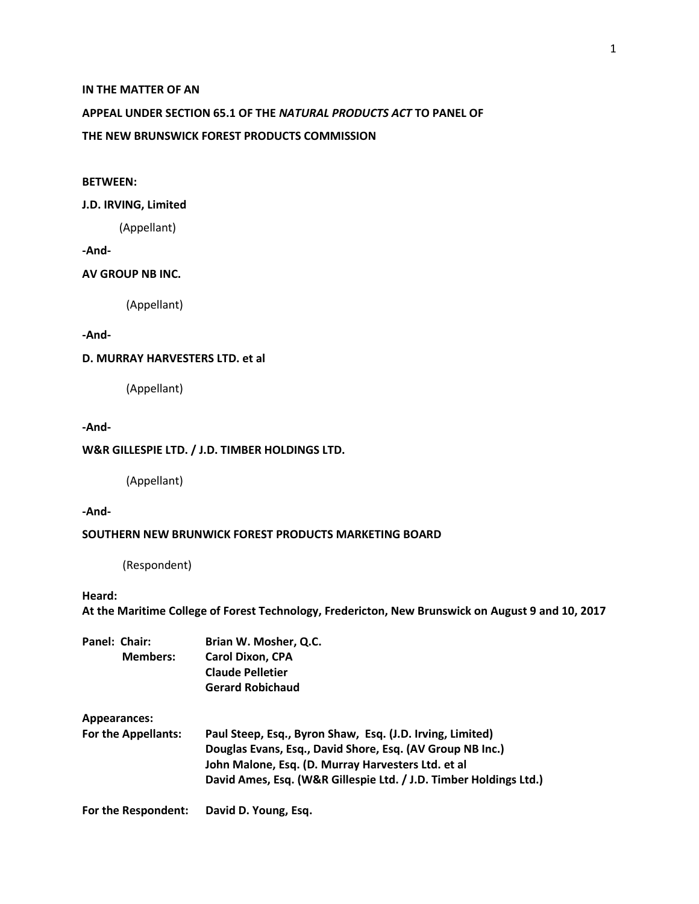**IN THE MATTER OF AN**

**APPEAL UNDER SECTION 65.1 OF THE *NATURAL PRODUCTS ACT* TO PANEL OF**

**THE NEW BRUNSWICK FOREST PRODUCTS COMMISSION**

**BETWEEN:**

**J.D. IRVING, Limited**

(Appellant)

**-And-**

**AV GROUP NB INC.**

(Appellant)

**-And-**

**D. MURRAY HARVESTERS LTD. et al**

(Appellant)

**-And-**

**W&R GILLESPIE LTD. / J.D. TIMBER HOLDINGS LTD.**

(Appellant)

**-And-**

**SOUTHERN NEW BRUNSWICK FOREST PRODUCTS MARKETING BOARD**

(Respondent)

**Heard:**
**At the Maritime College of Forest Technology, Fredericton, New Brunswick on August 9 and 10, 2017**

**Panel: Chair:** **Brian W. Mosher, Q.C.**
**Members:** **Carol Dixon, CPA**
**Claude Pelletier**
**Gerard Robichaud**

**Appearances:**
**For the Appellants:** **Paul Steep, Esq., Byron Shaw, Esq. (J.D. Irving, Limited)**
**Douglas Evans, Esq., David Shore, Esq. (AV Group NB Inc.)**
**John Malone, Esq. (D. Murray Harvesters Ltd. et al**
**David Ames, Esq. (W&R Gillespie Ltd. / J.D. Timber Holdings Ltd.)**

**For the Respondent:** **David D. Young, Esq.**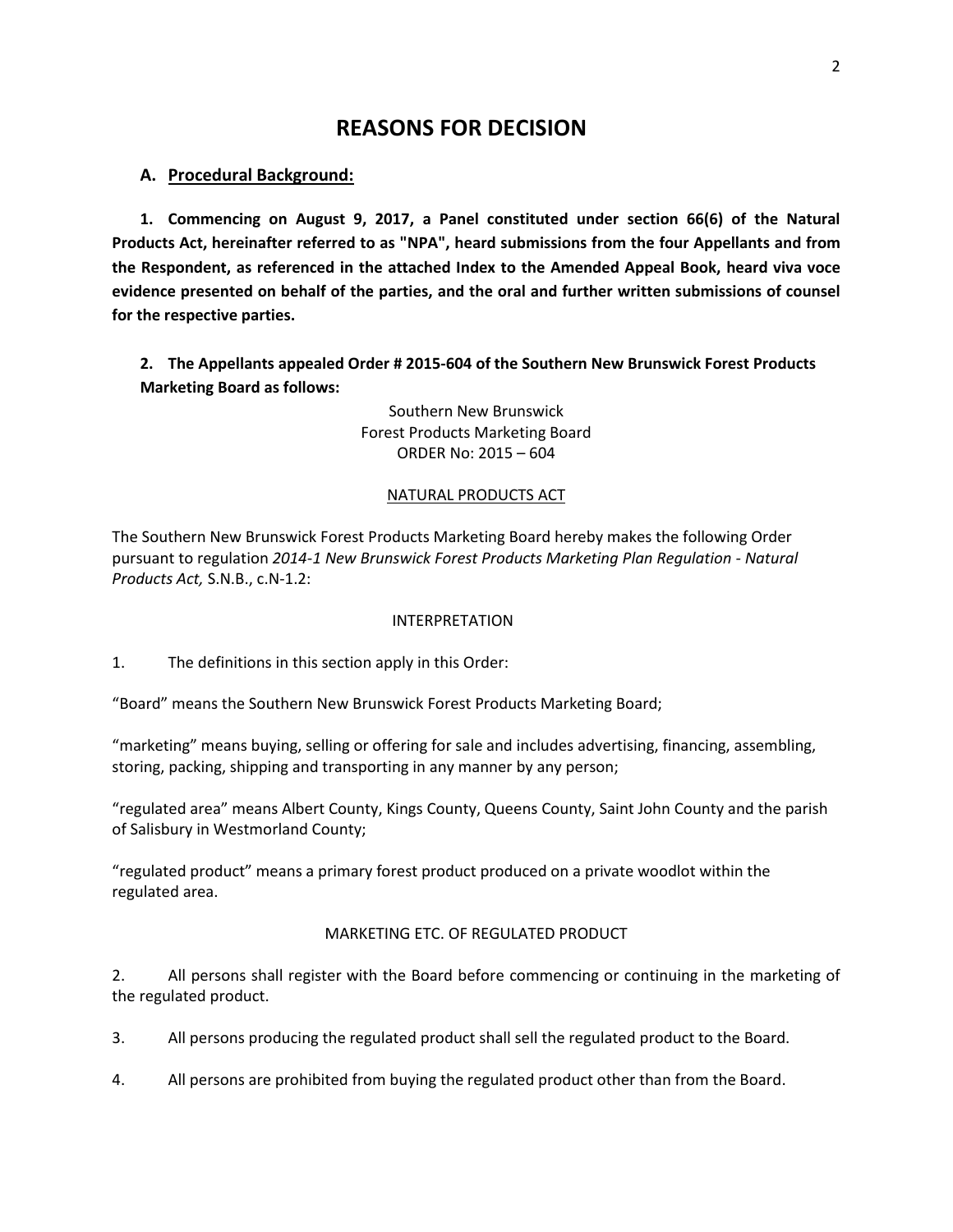# REASONS FOR DECISION

## A. Procedural Background:

**1. Commencing on August 9, 2017, a Panel constituted under section 66(6) of the Natural Products Act, hereinafter referred to as "NPA", heard submissions from the four Appellants and from the Respondent, as referenced in the attached Index to the Amended Appeal Book, heard viva voce evidence presented on behalf of the parties, and the oral and further written submissions of counsel for the respective parties.**

**2. The Appellants appealed Order # 2015-604 of the Southern New Brunswick Forest Products Marketing Board as follows:**

Southern New Brunswick
Forest Products Marketing Board
ORDER No: 2015 – 604

NATURAL PRODUCTS ACT

The Southern New Brunswick Forest Products Marketing Board hereby makes the following Order pursuant to regulation *2014-1 New Brunswick Forest Products Marketing Plan Regulation - Natural Products Act,* S.N.B., c.N-1.2:

INTERPRETATION

1. The definitions in this section apply in this Order:

"Board" means the Southern New Brunswick Forest Products Marketing Board;

"marketing" means buying, selling or offering for sale and includes advertising, financing, assembling, storing, packing, shipping and transporting in any manner by any person;

"regulated area" means Albert County, Kings County, Queens County, Saint John County and the parish of Salisbury in Westmorland County;

"regulated product" means a primary forest product produced on a private woodlot within the regulated area.

MARKETING ETC. OF REGULATED PRODUCT

2. All persons shall register with the Board before commencing or continuing in the marketing of the regulated product.

3. All persons producing the regulated product shall sell the regulated product to the Board.

4. All persons are prohibited from buying the regulated product other than from the Board.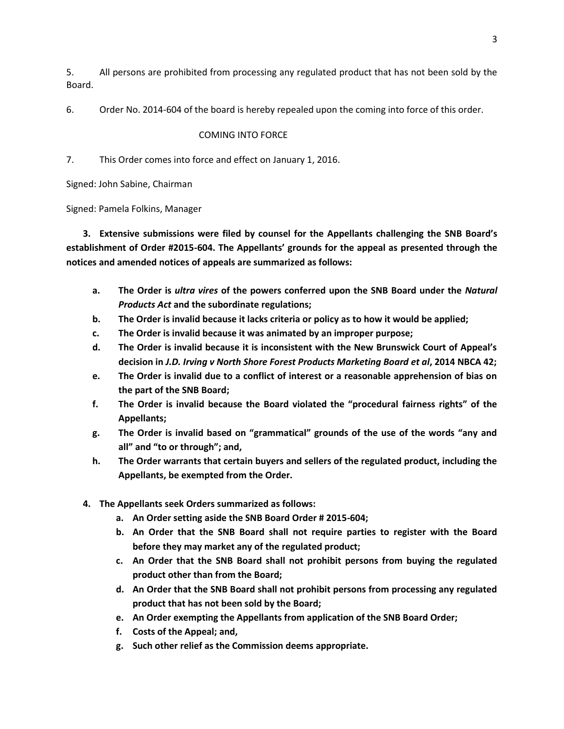5. All persons are prohibited from processing any regulated product that has not been sold by the Board.

6. Order No. 2014-604 of the board is hereby repealed upon the coming into force of this order.

COMING INTO FORCE

7. This Order comes into force and effect on January 1, 2016.

Signed: John Sabine, Chairman

Signed: Pamela Folkins, Manager

**3. Extensive submissions were filed by counsel for the Appellants challenging the SNB Board's establishment of Order #2015-604. The Appellants' grounds for the appeal as presented through the notices and amended notices of appeals are summarized as follows:**

- **a. The Order is *ultra vires* of the powers conferred upon the SNB Board under the *Natural Products Act* and the subordinate regulations;**
- **b. The Order is invalid because it lacks criteria or policy as to how it would be applied;**
- **c. The Order is invalid because it was animated by an improper purpose;**
- **d. The Order is invalid because it is inconsistent with the New Brunswick Court of Appeal's decision in *J.D. Irving v North Shore Forest Products Marketing Board et al*, 2014 NBCA 42;**
- **e. The Order is invalid due to a conflict of interest or a reasonable apprehension of bias on the part of the SNB Board;**
- **f. The Order is invalid because the Board violated the "procedural fairness rights" of the Appellants;**
- **g. The Order is invalid based on "grammatical" grounds of the use of the words "any and all" and "to or through"; and,**
- **h. The Order warrants that certain buyers and sellers of the regulated product, including the Appellants, be exempted from the Order.**

**4. The Appellants seek Orders summarized as follows:**

- **a. An Order setting aside the SNB Board Order # 2015-604;**
- **b. An Order that the SNB Board shall not require parties to register with the Board before they may market any of the regulated product;**
- **c. An Order that the SNB Board shall not prohibit persons from buying the regulated product other than from the Board;**
- **d. An Order that the SNB Board shall not prohibit persons from processing any regulated product that has not been sold by the Board;**
- **e. An Order exempting the Appellants from application of the SNB Board Order;**
- **f. Costs of the Appeal; and,**
- **g. Such other relief as the Commission deems appropriate.**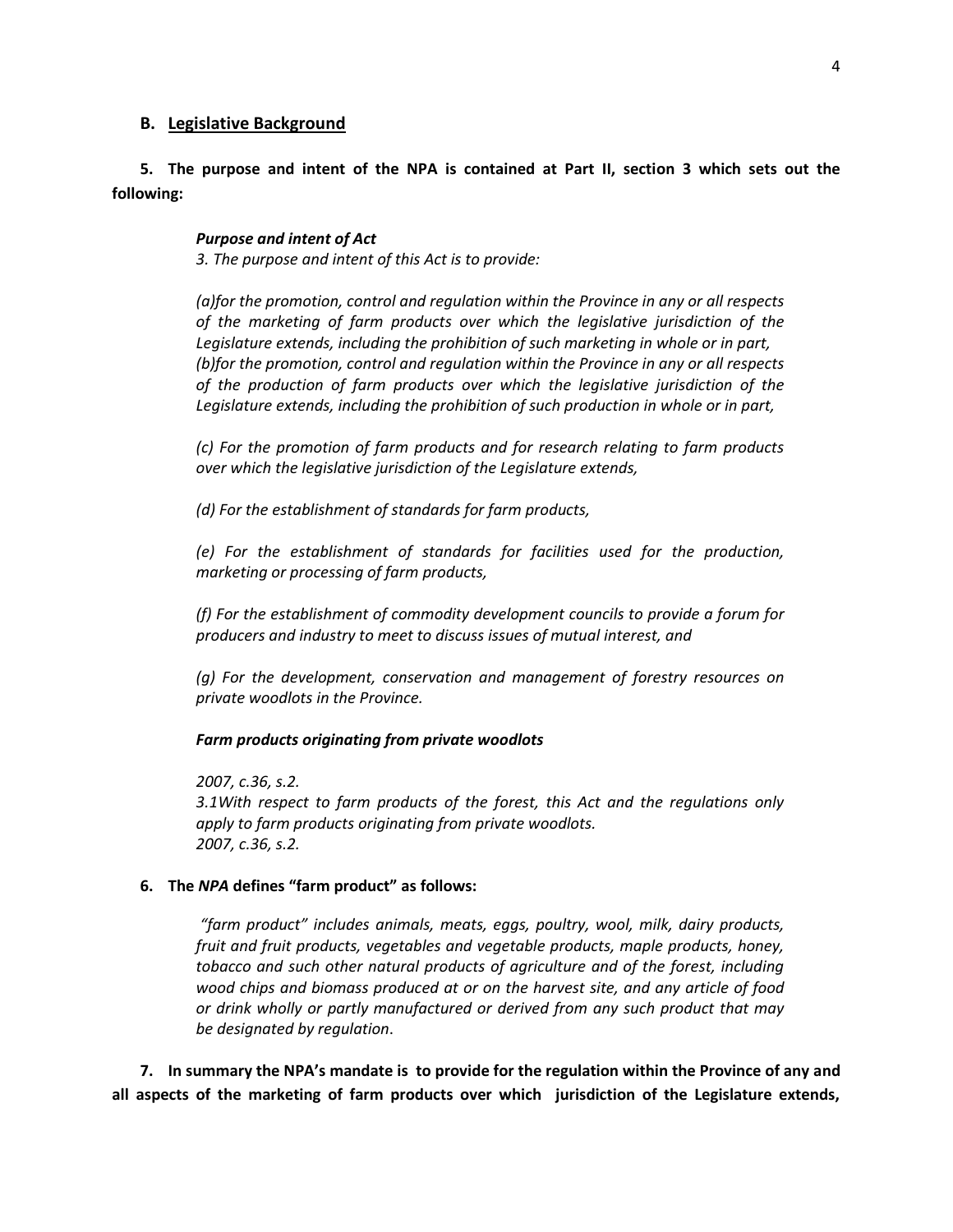## B. Legislative Background

**5. The purpose and intent of the NPA is contained at Part II, section 3 which sets out the following:**

> ***Purpose and intent of Act***
>
> *3. The purpose and intent of this Act is to provide:*
>
> *(a)for the promotion, control and regulation within the Province in any or all respects of the marketing of farm products over which the legislative jurisdiction of the Legislature extends, including the prohibition of such marketing in whole or in part,*
> *(b)for the promotion, control and regulation within the Province in any or all respects of the production of farm products over which the legislative jurisdiction of the Legislature extends, including the prohibition of such production in whole or in part,*
>
> *(c) For the promotion of farm products and for research relating to farm products over which the legislative jurisdiction of the Legislature extends,*
>
> *(d) For the establishment of standards for farm products,*
>
> *(e) For the establishment of standards for facilities used for the production, marketing or processing of farm products,*
>
> *(f) For the establishment of commodity development councils to provide a forum for producers and industry to meet to discuss issues of mutual interest, and*
>
> *(g) For the development, conservation and management of forestry resources on private woodlots in the Province.*
>
> ***Farm products originating from private woodlots***
>
> *2007, c.36, s.2.*
> *3.1With respect to farm products of the forest, this Act and the regulations only apply to farm products originating from private woodlots.*
> *2007, c.36, s.2.*

**6. The *NPA* defines "farm product" as follows:**

> *"farm product" includes animals, meats, eggs, poultry, wool, milk, dairy products, fruit and fruit products, vegetables and vegetable products, maple products, honey, tobacco and such other natural products of agriculture and of the forest, including wood chips and biomass produced at or on the harvest site, and any article of food or drink wholly or partly manufactured or derived from any such product that may be designated by regulation*.

**7. In summary the NPA's mandate is to provide for the regulation within the Province of any and all aspects of the marketing of farm products over which jurisdiction of the Legislature extends,**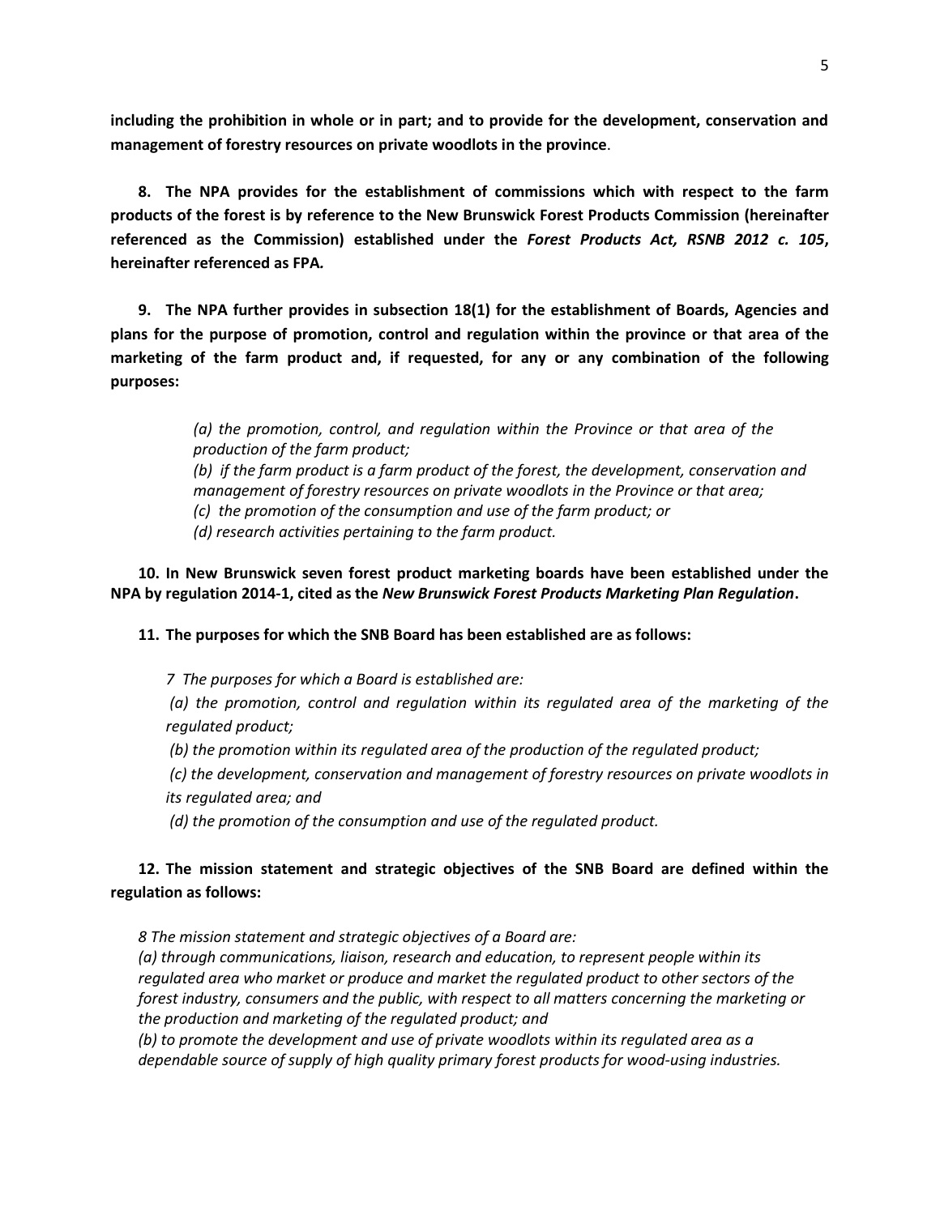**including the prohibition in whole or in part; and to provide for the development, conservation and management of forestry resources on private woodlots in the province**.

**8. The NPA provides for the establishment of commissions which with respect to the farm products of the forest is by reference to the New Brunswick Forest Products Commission (hereinafter referenced as the Commission) established under the *Forest Products Act, RSNB 2012 c. 105*, hereinafter referenced as FPA.**

**9. The NPA further provides in subsection 18(1) for the establishment of Boards, Agencies and plans for the purpose of promotion, control and regulation within the province or that area of the marketing of the farm product and, if requested, for any or any combination of the following purposes:**

> *(a) the promotion, control, and regulation within the Province or that area of the production of the farm product;*
> *(b) if the farm product is a farm product of the forest, the development, conservation and management of forestry resources on private woodlots in the Province or that area;*
> *(c) the promotion of the consumption and use of the farm product; or*
> *(d) research activities pertaining to the farm product.*

**10. In New Brunswick seven forest product marketing boards have been established under the NPA by regulation 2014-1, cited as the *New Brunswick Forest Products Marketing Plan Regulation*.**

**11. The purposes for which the SNB Board has been established are as follows:**

> *7 The purposes for which a Board is established are:*
>
> *(a) the promotion, control and regulation within its regulated area of the marketing of the regulated product;*
>
> *(b) the promotion within its regulated area of the production of the regulated product;*
>
> *(c) the development, conservation and management of forestry resources on private woodlots in its regulated area; and*
>
> *(d) the promotion of the consumption and use of the regulated product.*

**12. The mission statement and strategic objectives of the SNB Board are defined within the regulation as follows:**

> *8 The mission statement and strategic objectives of a Board are:*
> *(a) through communications, liaison, research and education, to represent people within its regulated area who market or produce and market the regulated product to other sectors of the forest industry, consumers and the public, with respect to all matters concerning the marketing or the production and marketing of the regulated product; and*
> *(b) to promote the development and use of private woodlots within its regulated area as a dependable source of supply of high quality primary forest products for wood-using industries.*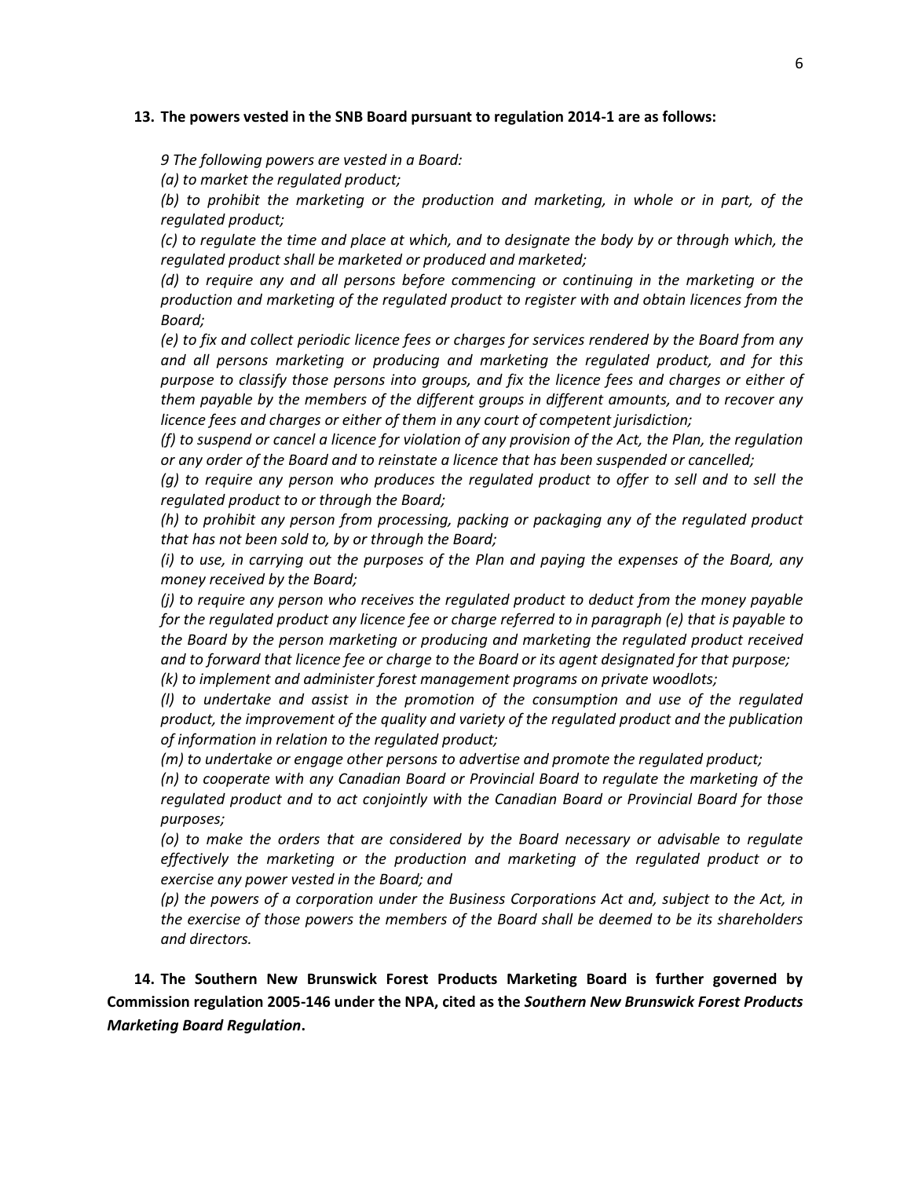**13. The powers vested in the SNB Board pursuant to regulation 2014-1 are as follows:**

*9 The following powers are vested in a Board:*

*(a) to market the regulated product;*

*(b) to prohibit the marketing or the production and marketing, in whole or in part, of the regulated product;*

*(c) to regulate the time and place at which, and to designate the body by or through which, the regulated product shall be marketed or produced and marketed;*

*(d) to require any and all persons before commencing or continuing in the marketing or the production and marketing of the regulated product to register with and obtain licences from the Board;*

*(e) to fix and collect periodic licence fees or charges for services rendered by the Board from any and all persons marketing or producing and marketing the regulated product, and for this purpose to classify those persons into groups, and fix the licence fees and charges or either of them payable by the members of the different groups in different amounts, and to recover any licence fees and charges or either of them in any court of competent jurisdiction;*

*(f) to suspend or cancel a licence for violation of any provision of the Act, the Plan, the regulation or any order of the Board and to reinstate a licence that has been suspended or cancelled;*

*(g) to require any person who produces the regulated product to offer to sell and to sell the regulated product to or through the Board;*

*(h) to prohibit any person from processing, packing or packaging any of the regulated product that has not been sold to, by or through the Board;*

*(i) to use, in carrying out the purposes of the Plan and paying the expenses of the Board, any money received by the Board;*

*(j) to require any person who receives the regulated product to deduct from the money payable for the regulated product any licence fee or charge referred to in paragraph (e) that is payable to the Board by the person marketing or producing and marketing the regulated product received and to forward that licence fee or charge to the Board or its agent designated for that purpose;*

*(k) to implement and administer forest management programs on private woodlots;*

*(l) to undertake and assist in the promotion of the consumption and use of the regulated product, the improvement of the quality and variety of the regulated product and the publication of information in relation to the regulated product;*

*(m) to undertake or engage other persons to advertise and promote the regulated product;*

*(n) to cooperate with any Canadian Board or Provincial Board to regulate the marketing of the regulated product and to act conjointly with the Canadian Board or Provincial Board for those purposes;*

*(o) to make the orders that are considered by the Board necessary or advisable to regulate effectively the marketing or the production and marketing of the regulated product or to exercise any power vested in the Board; and*

*(p) the powers of a corporation under the Business Corporations Act and, subject to the Act, in the exercise of those powers the members of the Board shall be deemed to be its shareholders and directors.*

**14. The Southern New Brunswick Forest Products Marketing Board is further governed by Commission regulation 2005-146 under the NPA, cited as the *Southern New Brunswick Forest Products Marketing Board Regulation*.**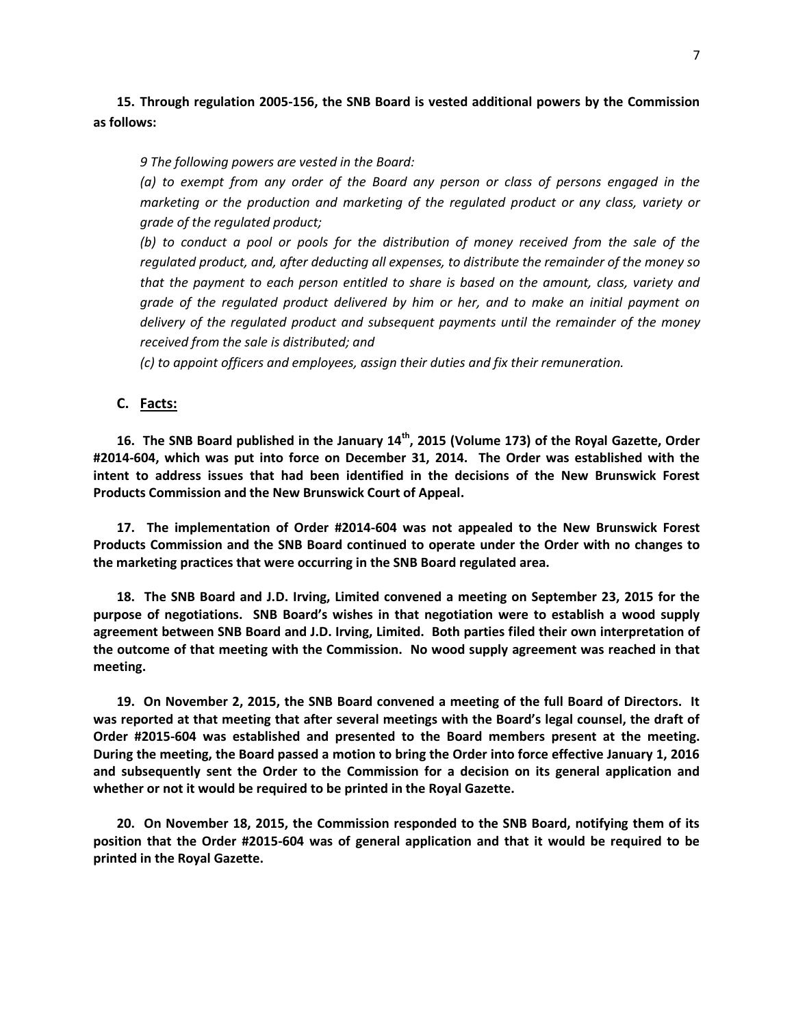**15. Through regulation 2005-156, the SNB Board is vested additional powers by the Commission as follows:**

*9 The following powers are vested in the Board:*

*(a) to exempt from any order of the Board any person or class of persons engaged in the marketing or the production and marketing of the regulated product or any class, variety or grade of the regulated product;*

*(b) to conduct a pool or pools for the distribution of money received from the sale of the regulated product, and, after deducting all expenses, to distribute the remainder of the money so that the payment to each person entitled to share is based on the amount, class, variety and grade of the regulated product delivered by him or her, and to make an initial payment on delivery of the regulated product and subsequent payments until the remainder of the money received from the sale is distributed; and*

*(c) to appoint officers and employees, assign their duties and fix their remuneration.*

## C. Facts:

**16. The SNB Board published in the January 14th, 2015 (Volume 173) of the Royal Gazette, Order #2014-604, which was put into force on December 31, 2014. The Order was established with the intent to address issues that had been identified in the decisions of the New Brunswick Forest Products Commission and the New Brunswick Court of Appeal.**

**17. The implementation of Order #2014-604 was not appealed to the New Brunswick Forest Products Commission and the SNB Board continued to operate under the Order with no changes to the marketing practices that were occurring in the SNB Board regulated area.**

**18. The SNB Board and J.D. Irving, Limited convened a meeting on September 23, 2015 for the purpose of negotiations. SNB Board's wishes in that negotiation were to establish a wood supply agreement between SNB Board and J.D. Irving, Limited. Both parties filed their own interpretation of the outcome of that meeting with the Commission. No wood supply agreement was reached in that meeting.**

**19. On November 2, 2015, the SNB Board convened a meeting of the full Board of Directors. It was reported at that meeting that after several meetings with the Board's legal counsel, the draft of Order #2015-604 was established and presented to the Board members present at the meeting. During the meeting, the Board passed a motion to bring the Order into force effective January 1, 2016 and subsequently sent the Order to the Commission for a decision on its general application and whether or not it would be required to be printed in the Royal Gazette.**

**20. On November 18, 2015, the Commission responded to the SNB Board, notifying them of its position that the Order #2015-604 was of general application and that it would be required to be printed in the Royal Gazette.**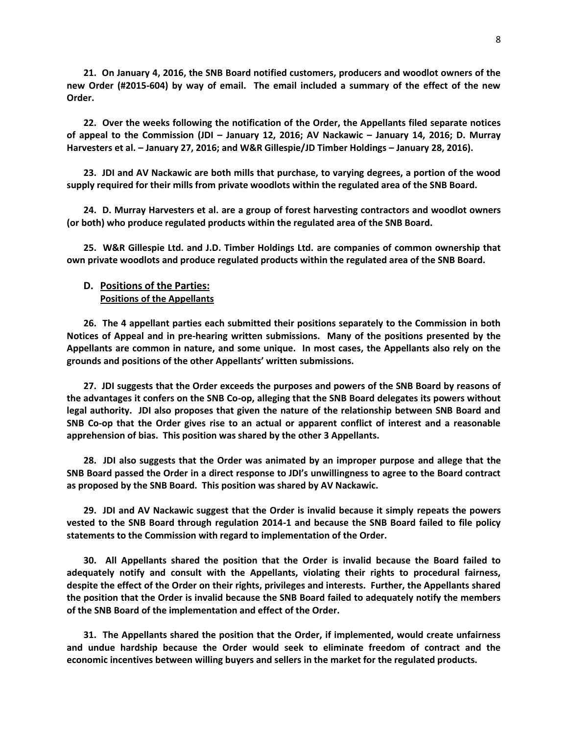**21. On January 4, 2016, the SNB Board notified customers, producers and woodlot owners of the new Order (#2015-604) by way of email. The email included a summary of the effect of the new Order.**

**22. Over the weeks following the notification of the Order, the Appellants filed separate notices of appeal to the Commission (JDI – January 12, 2016; AV Nackawic – January 14, 2016; D. Murray Harvesters et al. – January 27, 2016; and W&R Gillespie/JD Timber Holdings – January 28, 2016).**

**23. JDI and AV Nackawic are both mills that purchase, to varying degrees, a portion of the wood supply required for their mills from private woodlots within the regulated area of the SNB Board.**

**24. D. Murray Harvesters et al. are a group of forest harvesting contractors and woodlot owners (or both) who produce regulated products within the regulated area of the SNB Board.**

**25. W&R Gillespie Ltd. and J.D. Timber Holdings Ltd. are companies of common ownership that own private woodlots and produce regulated products within the regulated area of the SNB Board.**

## D. Positions of the Parties:

### Positions of the Appellants

**26. The 4 appellant parties each submitted their positions separately to the Commission in both Notices of Appeal and in pre-hearing written submissions. Many of the positions presented by the Appellants are common in nature, and some unique. In most cases, the Appellants also rely on the grounds and positions of the other Appellants' written submissions.**

**27. JDI suggests that the Order exceeds the purposes and powers of the SNB Board by reasons of the advantages it confers on the SNB Co-op, alleging that the SNB Board delegates its powers without legal authority. JDI also proposes that given the nature of the relationship between SNB Board and SNB Co-op that the Order gives rise to an actual or apparent conflict of interest and a reasonable apprehension of bias. This position was shared by the other 3 Appellants.**

**28. JDI also suggests that the Order was animated by an improper purpose and allege that the SNB Board passed the Order in a direct response to JDI's unwillingness to agree to the Board contract as proposed by the SNB Board. This position was shared by AV Nackawic.**

**29. JDI and AV Nackawic suggest that the Order is invalid because it simply repeats the powers vested to the SNB Board through regulation 2014-1 and because the SNB Board failed to file policy statements to the Commission with regard to implementation of the Order.**

**30. All Appellants shared the position that the Order is invalid because the Board failed to adequately notify and consult with the Appellants, violating their rights to procedural fairness, despite the effect of the Order on their rights, privileges and interests. Further, the Appellants shared the position that the Order is invalid because the SNB Board failed to adequately notify the members of the SNB Board of the implementation and effect of the Order.**

**31. The Appellants shared the position that the Order, if implemented, would create unfairness and undue hardship because the Order would seek to eliminate freedom of contract and the economic incentives between willing buyers and sellers in the market for the regulated products.**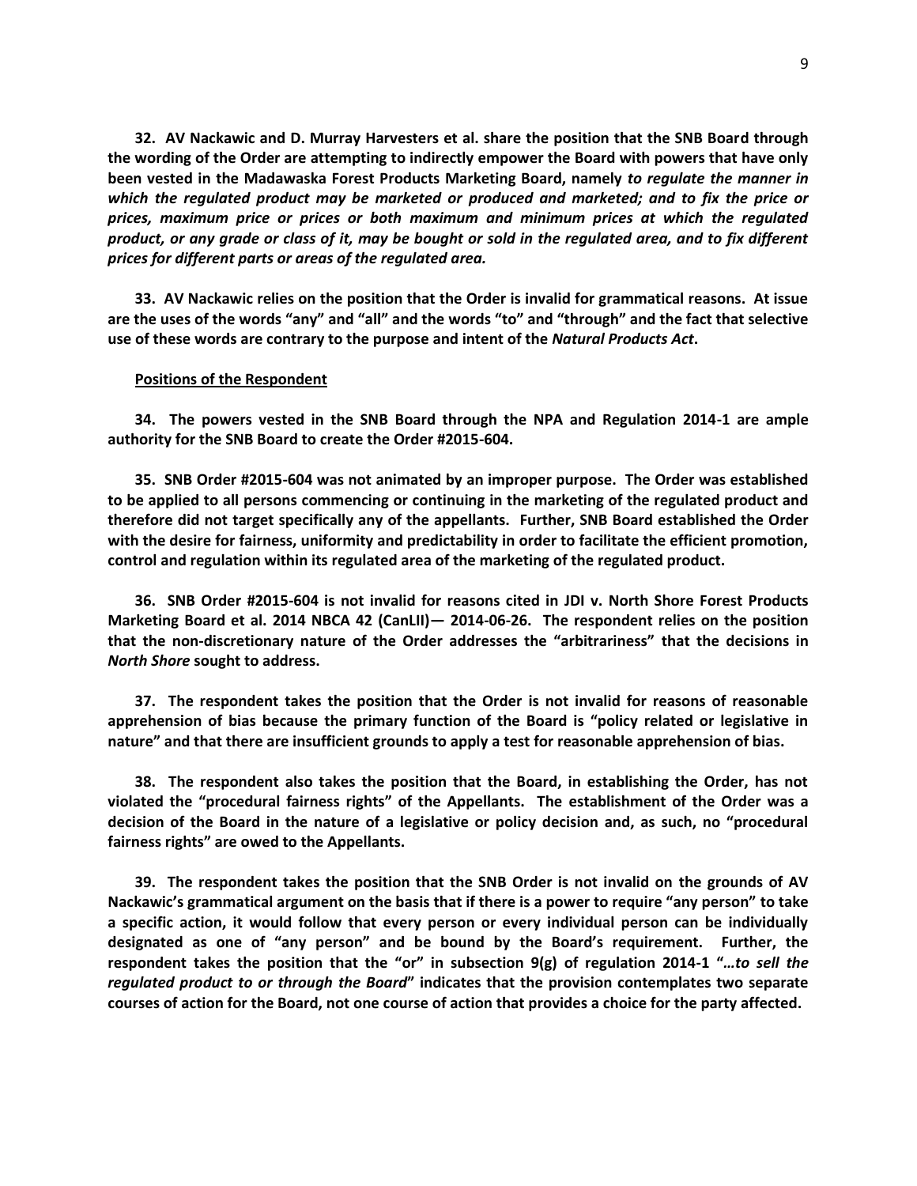**32. AV Nackawic and D. Murray Harvesters et al. share the position that the SNB Board through the wording of the Order are attempting to indirectly empower the Board with powers that have only been vested in the Madawaska Forest Products Marketing Board, namely *to regulate the manner in which the regulated product may be marketed or produced and marketed; and to fix the price or prices, maximum price or prices or both maximum and minimum prices at which the regulated product, or any grade or class of it, may be bought or sold in the regulated area, and to fix different prices for different parts or areas of the regulated area.***

**33. AV Nackawic relies on the position that the Order is invalid for grammatical reasons. At issue are the uses of the words "any" and "all" and the words "to" and "through" and the fact that selective use of these words are contrary to the purpose and intent of the *Natural Products Act*.**

**<u>Positions of the Respondent</u>**

**34. The powers vested in the SNB Board through the NPA and Regulation 2014-1 are ample authority for the SNB Board to create the Order #2015-604.**

**35. SNB Order #2015-604 was not animated by an improper purpose. The Order was established to be applied to all persons commencing or continuing in the marketing of the regulated product and therefore did not target specifically any of the appellants. Further, SNB Board established the Order with the desire for fairness, uniformity and predictability in order to facilitate the efficient promotion, control and regulation within its regulated area of the marketing of the regulated product.**

**36. SNB Order #2015-604 is not invalid for reasons cited in JDI v. North Shore Forest Products Marketing Board et al. 2014 NBCA 42 (CanLII)— 2014-06-26. The respondent relies on the position that the non-discretionary nature of the Order addresses the "arbitrariness" that the decisions in *North Shore* sought to address.**

**37. The respondent takes the position that the Order is not invalid for reasons of reasonable apprehension of bias because the primary function of the Board is "policy related or legislative in nature" and that there are insufficient grounds to apply a test for reasonable apprehension of bias.**

**38. The respondent also takes the position that the Board, in establishing the Order, has not violated the "procedural fairness rights" of the Appellants. The establishment of the Order was a decision of the Board in the nature of a legislative or policy decision and, as such, no "procedural fairness rights" are owed to the Appellants.**

**39. The respondent takes the position that the SNB Order is not invalid on the grounds of AV Nackawic's grammatical argument on the basis that if there is a power to require "any person" to take a specific action, it would follow that every person or every individual person can be individually designated as one of "any person" and be bound by the Board's requirement. Further, the respondent takes the position that the "or" in subsection 9(g) of regulation 2014-1 "*…to sell the regulated product to or through the Board*" indicates that the provision contemplates two separate courses of action for the Board, not one course of action that provides a choice for the party affected.**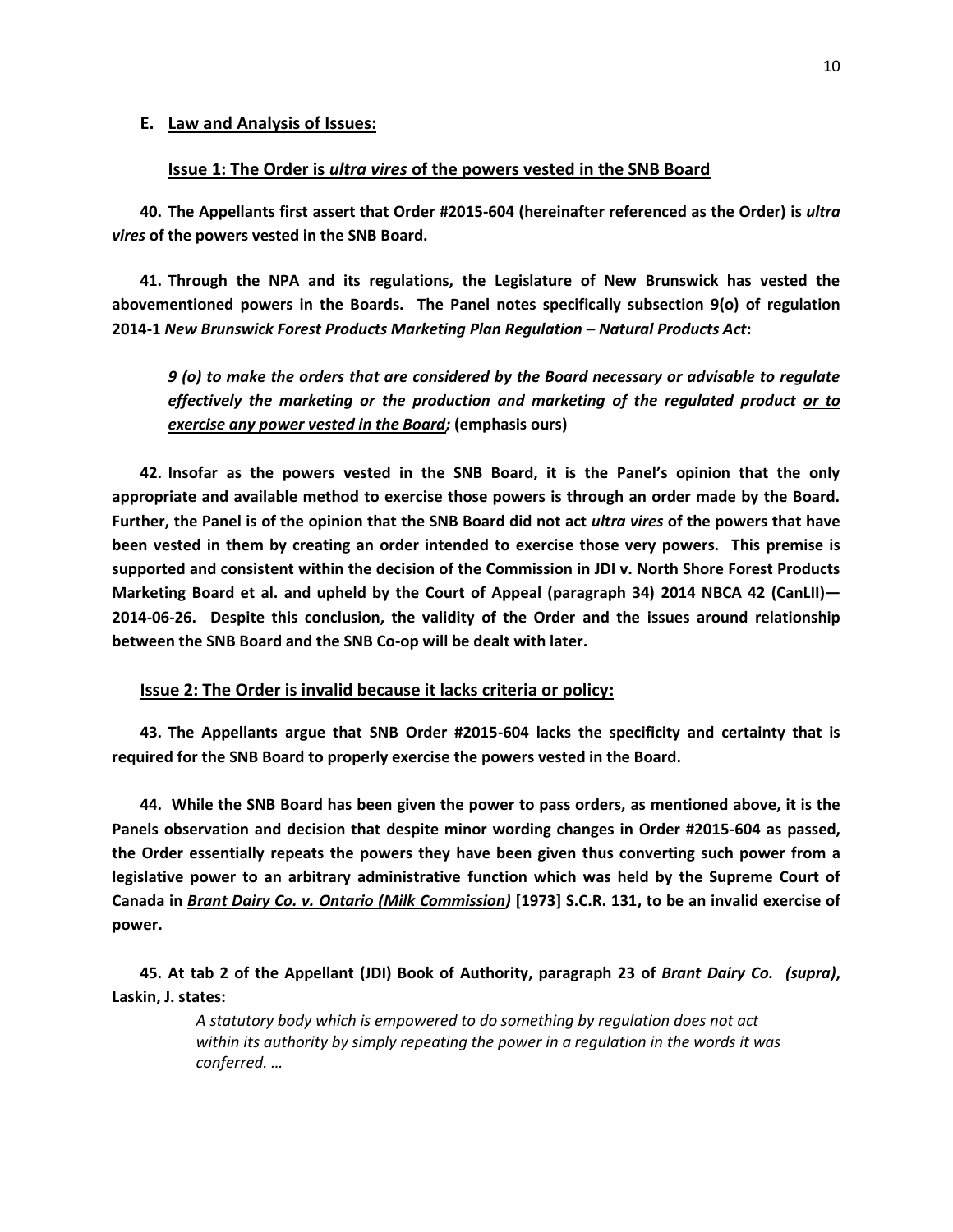## E. Law and Analysis of Issues:

### Issue 1: The Order is *ultra vires* of the powers vested in the SNB Board

**40. The Appellants first assert that Order #2015-604 (hereinafter referenced as the Order) is *ultra vires* of the powers vested in the SNB Board.**

**41. Through the NPA and its regulations, the Legislature of New Brunswick has vested the abovementioned powers in the Boards. The Panel notes specifically subsection 9(o) of regulation 2014-1 *New Brunswick Forest Products Marketing Plan Regulation – Natural Products Act*:**

> ***9 (o) to make the orders that are considered by the Board necessary or advisable to regulate effectively the marketing or the production and marketing of the regulated product <u>or to exercise any power vested in the Board</u>;*** **(emphasis ours)**

**42. Insofar as the powers vested in the SNB Board, it is the Panel's opinion that the only appropriate and available method to exercise those powers is through an order made by the Board. Further, the Panel is of the opinion that the SNB Board did not act *ultra vires* of the powers that have been vested in them by creating an order intended to exercise those very powers. This premise is supported and consistent within the decision of the Commission in JDI v. North Shore Forest Products Marketing Board et al. and upheld by the Court of Appeal (paragraph 34) 2014 NBCA 42 (CanLII)—2014-06-26. Despite this conclusion, the validity of the Order and the issues around relationship between the SNB Board and the SNB Co-op will be dealt with later.**

### Issue 2: The Order is invalid because it lacks criteria or policy:

**43. The Appellants argue that SNB Order #2015-604 lacks the specificity and certainty that is required for the SNB Board to properly exercise the powers vested in the Board.**

**44. While the SNB Board has been given the power to pass orders, as mentioned above, it is the Panels observation and decision that despite minor wording changes in Order #2015-604 as passed, the Order essentially repeats the powers they have been given thus converting such power from a legislative power to an arbitrary administrative function which was held by the Supreme Court of Canada in <u>*Brant Dairy Co. v. Ontario (Milk Commission)*</u> [1973] S.C.R. 131, to be an invalid exercise of power.**

**45. At tab 2 of the Appellant (JDI) Book of Authority, paragraph 23 of *Brant Dairy Co. (supra)*, Laskin, J. states:**

> *A statutory body which is empowered to do something by regulation does not act within its authority by simply repeating the power in a regulation in the words it was conferred. …*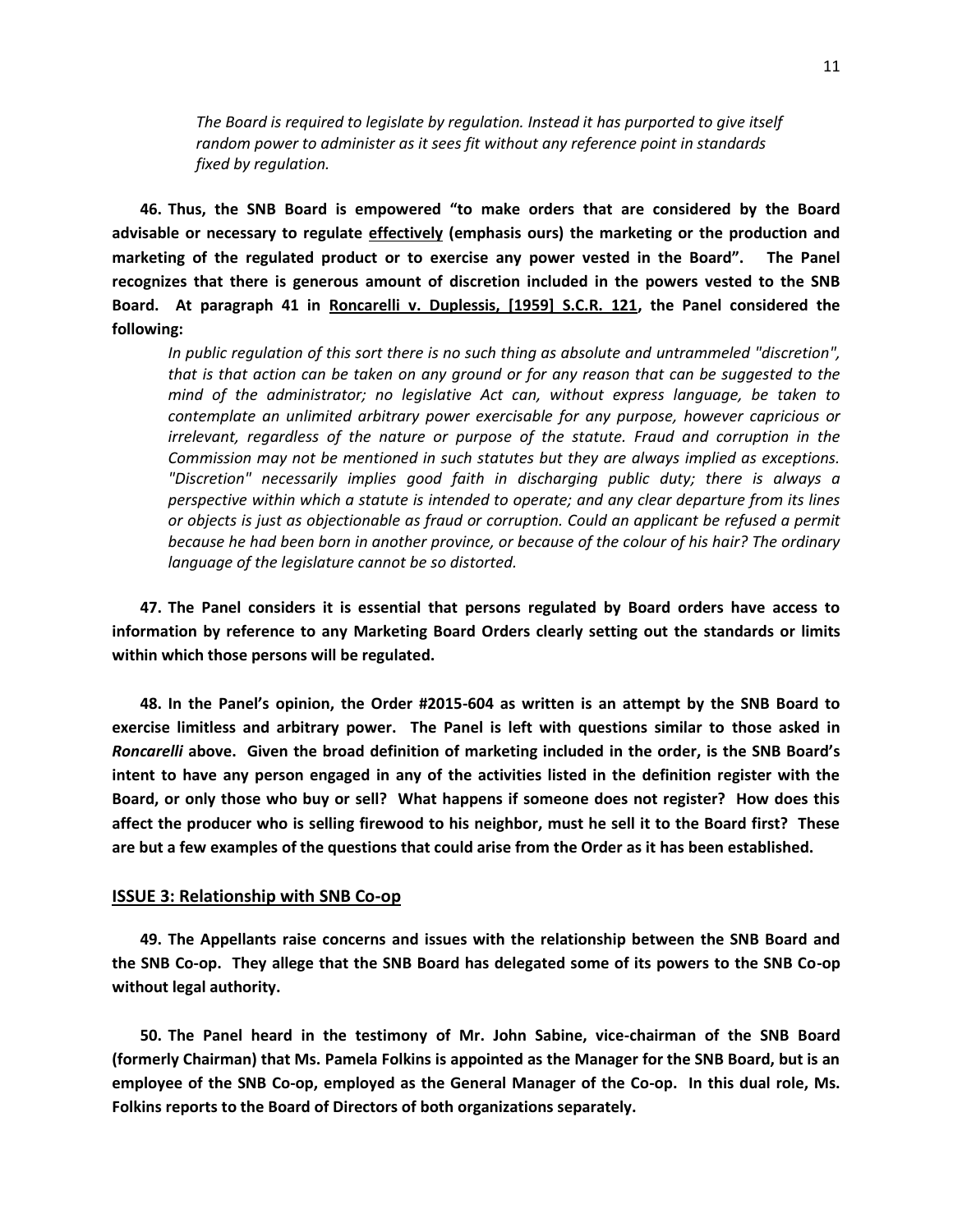> *The Board is required to legislate by regulation. Instead it has purported to give itself random power to administer as it sees fit without any reference point in standards fixed by regulation.*

**46. Thus, the SNB Board is empowered "to make orders that are considered by the Board advisable or necessary to regulate effectively (emphasis ours) the marketing or the production and marketing of the regulated product or to exercise any power vested in the Board". The Panel recognizes that there is generous amount of discretion included in the powers vested to the SNB Board. At paragraph 41 in Roncarelli v. Duplessis, [1959] S.C.R. 121, the Panel considered the following:**

> *In public regulation of this sort there is no such thing as absolute and untrammeled "discretion", that is that action can be taken on any ground or for any reason that can be suggested to the mind of the administrator; no legislative Act can, without express language, be taken to contemplate an unlimited arbitrary power exercisable for any purpose, however capricious or irrelevant, regardless of the nature or purpose of the statute. Fraud and corruption in the Commission may not be mentioned in such statutes but they are always implied as exceptions. "Discretion" necessarily implies good faith in discharging public duty; there is always a perspective within which a statute is intended to operate; and any clear departure from its lines or objects is just as objectionable as fraud or corruption. Could an applicant be refused a permit because he had been born in another province, or because of the colour of his hair? The ordinary language of the legislature cannot be so distorted.*

**47. The Panel considers it is essential that persons regulated by Board orders have access to information by reference to any Marketing Board Orders clearly setting out the standards or limits within which those persons will be regulated.**

**48. In the Panel's opinion, the Order #2015-604 as written is an attempt by the SNB Board to exercise limitless and arbitrary power. The Panel is left with questions similar to those asked in *Roncarelli* above. Given the broad definition of marketing included in the order, is the SNB Board's intent to have any person engaged in any of the activities listed in the definition register with the Board, or only those who buy or sell? What happens if someone does not register? How does this affect the producer who is selling firewood to his neighbor, must he sell it to the Board first? These are but a few examples of the questions that could arise from the Order as it has been established.**

## ISSUE 3: Relationship with SNB Co-op

**49. The Appellants raise concerns and issues with the relationship between the SNB Board and the SNB Co-op. They allege that the SNB Board has delegated some of its powers to the SNB Co-op without legal authority.**

**50. The Panel heard in the testimony of Mr. John Sabine, vice-chairman of the SNB Board (formerly Chairman) that Ms. Pamela Folkins is appointed as the Manager for the SNB Board, but is an employee of the SNB Co-op, employed as the General Manager of the Co-op. In this dual role, Ms. Folkins reports to the Board of Directors of both organizations separately.**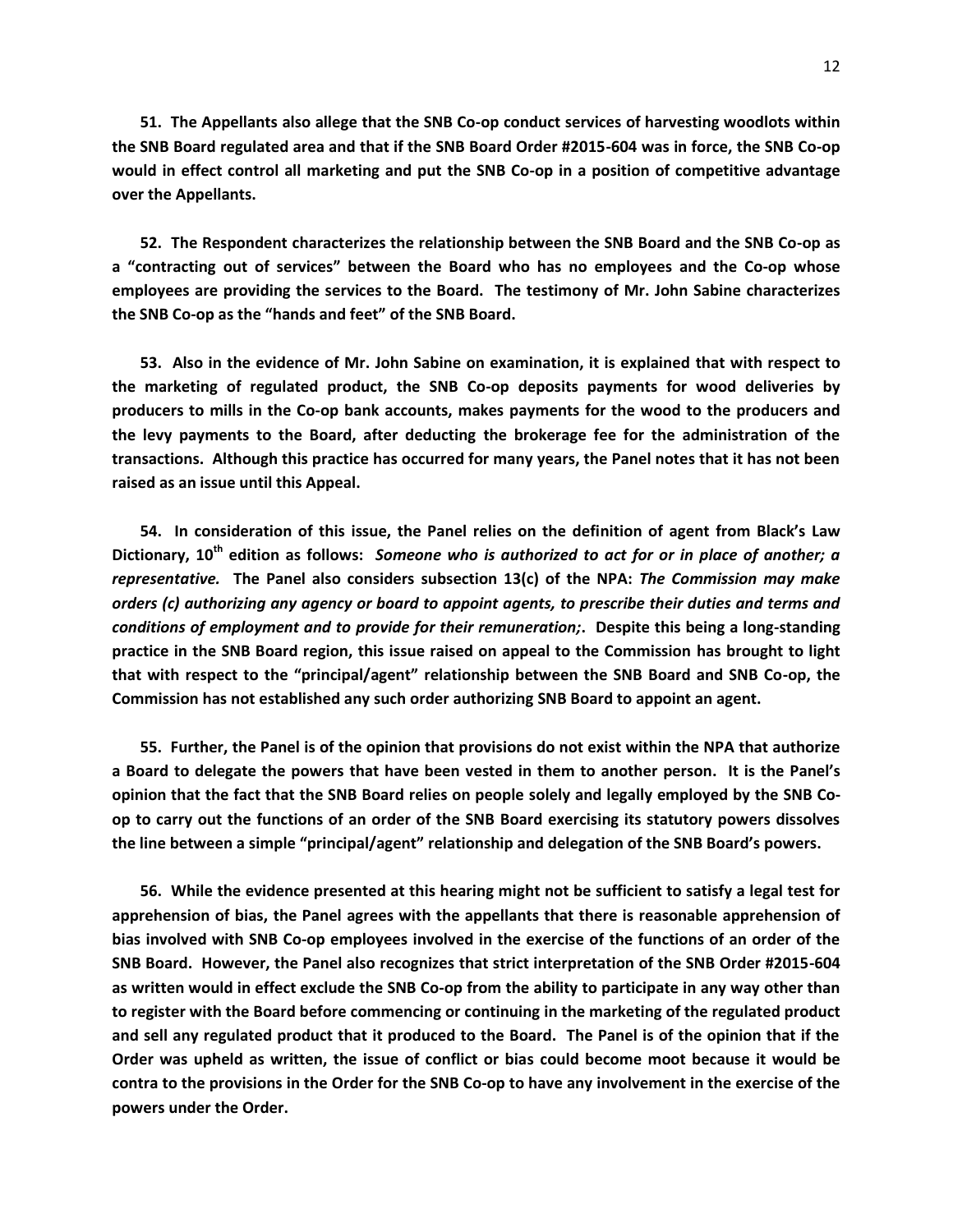**51. The Appellants also allege that the SNB Co-op conduct services of harvesting woodlots within the SNB Board regulated area and that if the SNB Board Order #2015-604 was in force, the SNB Co-op would in effect control all marketing and put the SNB Co-op in a position of competitive advantage over the Appellants.**

**52. The Respondent characterizes the relationship between the SNB Board and the SNB Co-op as a "contracting out of services" between the Board who has no employees and the Co-op whose employees are providing the services to the Board. The testimony of Mr. John Sabine characterizes the SNB Co-op as the "hands and feet" of the SNB Board.**

**53. Also in the evidence of Mr. John Sabine on examination, it is explained that with respect to the marketing of regulated product, the SNB Co-op deposits payments for wood deliveries by producers to mills in the Co-op bank accounts, makes payments for the wood to the producers and the levy payments to the Board, after deducting the brokerage fee for the administration of the transactions. Although this practice has occurred for many years, the Panel notes that it has not been raised as an issue until this Appeal.**

**54. In consideration of this issue, the Panel relies on the definition of agent from Black's Law Dictionary, 10th edition as follows:** ***Someone who is authorized to act for or in place of another; a representative.*** **The Panel also considers subsection 13(c) of the NPA:** ***The Commission may make orders (c) authorizing any agency or board to appoint agents, to prescribe their duties and terms and conditions of employment and to provide for their remuneration;*****. Despite this being a long-standing practice in the SNB Board region, this issue raised on appeal to the Commission has brought to light that with respect to the "principal/agent" relationship between the SNB Board and SNB Co-op, the Commission has not established any such order authorizing SNB Board to appoint an agent.**

**55. Further, the Panel is of the opinion that provisions do not exist within the NPA that authorize a Board to delegate the powers that have been vested in them to another person. It is the Panel's opinion that the fact that the SNB Board relies on people solely and legally employed by the SNB Co-op to carry out the functions of an order of the SNB Board exercising its statutory powers dissolves the line between a simple "principal/agent" relationship and delegation of the SNB Board's powers.**

**56. While the evidence presented at this hearing might not be sufficient to satisfy a legal test for apprehension of bias, the Panel agrees with the appellants that there is reasonable apprehension of bias involved with SNB Co-op employees involved in the exercise of the functions of an order of the SNB Board. However, the Panel also recognizes that strict interpretation of the SNB Order #2015-604 as written would in effect exclude the SNB Co-op from the ability to participate in any way other than to register with the Board before commencing or continuing in the marketing of the regulated product and sell any regulated product that it produced to the Board. The Panel is of the opinion that if the Order was upheld as written, the issue of conflict or bias could become moot because it would be contra to the provisions in the Order for the SNB Co-op to have any involvement in the exercise of the powers under the Order.**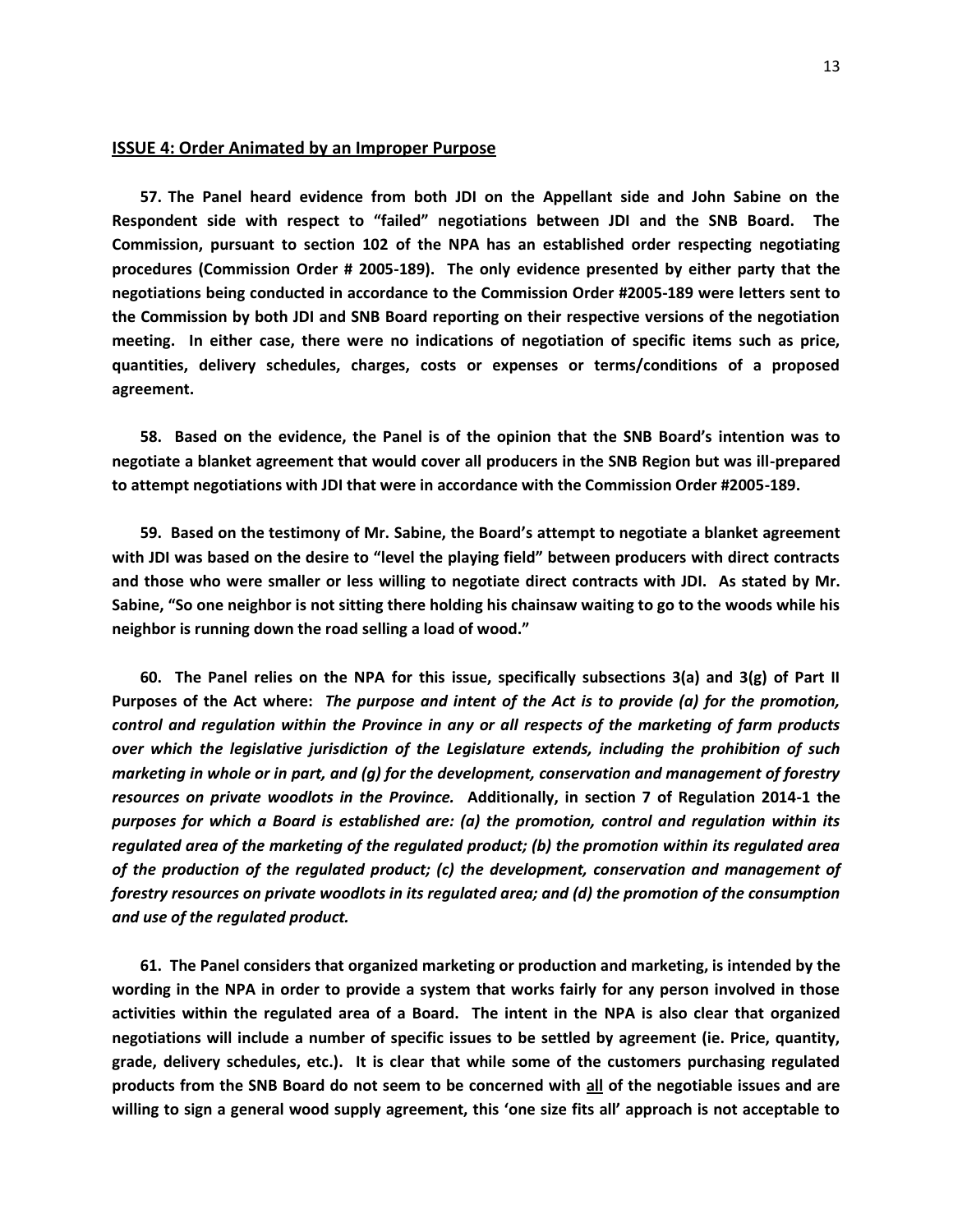## ISSUE 4: Order Animated by an Improper Purpose

**57. The Panel heard evidence from both JDI on the Appellant side and John Sabine on the Respondent side with respect to "failed" negotiations between JDI and the SNB Board. The Commission, pursuant to section 102 of the NPA has an established order respecting negotiating procedures (Commission Order # 2005-189). The only evidence presented by either party that the negotiations being conducted in accordance to the Commission Order #2005-189 were letters sent to the Commission by both JDI and SNB Board reporting on their respective versions of the negotiation meeting. In either case, there were no indications of negotiation of specific items such as price, quantities, delivery schedules, charges, costs or expenses or terms/conditions of a proposed agreement.**

**58. Based on the evidence, the Panel is of the opinion that the SNB Board's intention was to negotiate a blanket agreement that would cover all producers in the SNB Region but was ill-prepared to attempt negotiations with JDI that were in accordance with the Commission Order #2005-189.**

**59. Based on the testimony of Mr. Sabine, the Board's attempt to negotiate a blanket agreement with JDI was based on the desire to "level the playing field" between producers with direct contracts and those who were smaller or less willing to negotiate direct contracts with JDI. As stated by Mr. Sabine, "So one neighbor is not sitting there holding his chainsaw waiting to go to the woods while his neighbor is running down the road selling a load of wood."**

**60. The Panel relies on the NPA for this issue, specifically subsections 3(a) and 3(g) of Part II Purposes of the Act where:** ***The purpose and intent of the Act is to provide (a) for the promotion, control and regulation within the Province in any or all respects of the marketing of farm products over which the legislative jurisdiction of the Legislature extends, including the prohibition of such marketing in whole or in part, and (g) for the development, conservation and management of forestry resources on private woodlots in the Province.*** **Additionally, in section 7 of Regulation 2014-1 the** ***purposes for which a Board is established are: (a) the promotion, control and regulation within its regulated area of the marketing of the regulated product; (b) the promotion within its regulated area of the production of the regulated product; (c) the development, conservation and management of forestry resources on private woodlots in its regulated area; and (d) the promotion of the consumption and use of the regulated product.***

**61. The Panel considers that organized marketing or production and marketing, is intended by the wording in the NPA in order to provide a system that works fairly for any person involved in those activities within the regulated area of a Board. The intent in the NPA is also clear that organized negotiations will include a number of specific issues to be settled by agreement (ie. Price, quantity, grade, delivery schedules, etc.). It is clear that while some of the customers purchasing regulated products from the SNB Board do not seem to be concerned with <u>all</u> of the negotiable issues and are willing to sign a general wood supply agreement, this 'one size fits all' approach is not acceptable to**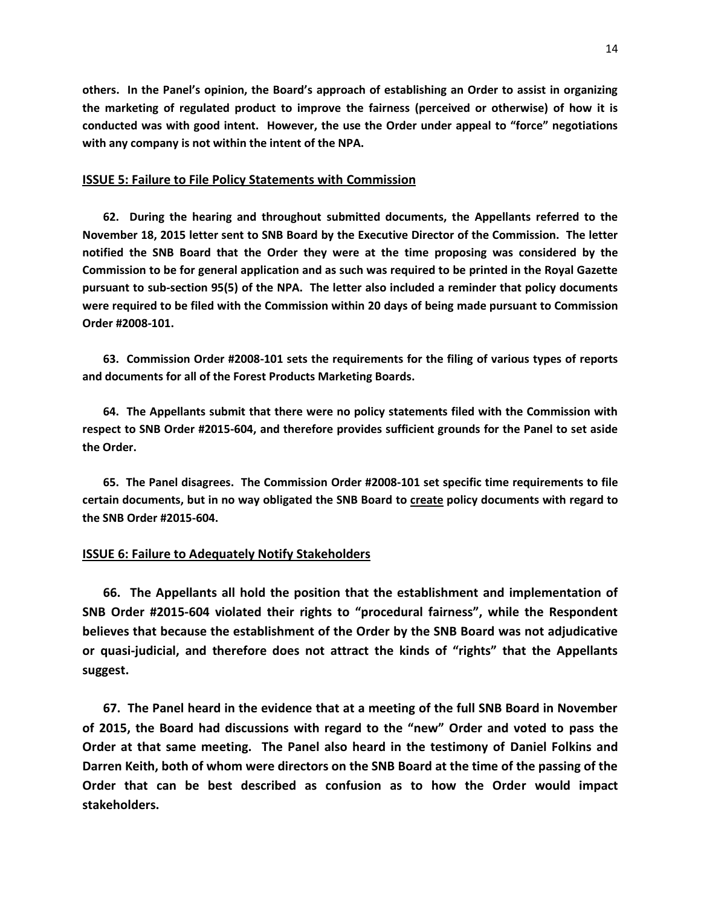**others. In the Panel's opinion, the Board's approach of establishing an Order to assist in organizing the marketing of regulated product to improve the fairness (perceived or otherwise) of how it is conducted was with good intent. However, the use the Order under appeal to "force" negotiations with any company is not within the intent of the NPA.**

**ISSUE 5: Failure to File Policy Statements with Commission**

**62. During the hearing and throughout submitted documents, the Appellants referred to the November 18, 2015 letter sent to SNB Board by the Executive Director of the Commission. The letter notified the SNB Board that the Order they were at the time proposing was considered by the Commission to be for general application and as such was required to be printed in the Royal Gazette pursuant to sub-section 95(5) of the NPA. The letter also included a reminder that policy documents were required to be filed with the Commission within 20 days of being made pursuant to Commission Order #2008-101.**

**63. Commission Order #2008-101 sets the requirements for the filing of various types of reports and documents for all of the Forest Products Marketing Boards.**

**64. The Appellants submit that there were no policy statements filed with the Commission with respect to SNB Order #2015-604, and therefore provides sufficient grounds for the Panel to set aside the Order.**

**65. The Panel disagrees. The Commission Order #2008-101 set specific time requirements to file certain documents, but in no way obligated the SNB Board to create policy documents with regard to the SNB Order #2015-604.**

**ISSUE 6: Failure to Adequately Notify Stakeholders**

**66. The Appellants all hold the position that the establishment and implementation of SNB Order #2015-604 violated their rights to "procedural fairness", while the Respondent believes that because the establishment of the Order by the SNB Board was not adjudicative or quasi-judicial, and therefore does not attract the kinds of "rights" that the Appellants suggest.**

**67. The Panel heard in the evidence that at a meeting of the full SNB Board in November of 2015, the Board had discussions with regard to the "new" Order and voted to pass the Order at that same meeting. The Panel also heard in the testimony of Daniel Folkins and Darren Keith, both of whom were directors on the SNB Board at the time of the passing of the Order that can be best described as confusion as to how the Order would impact stakeholders.**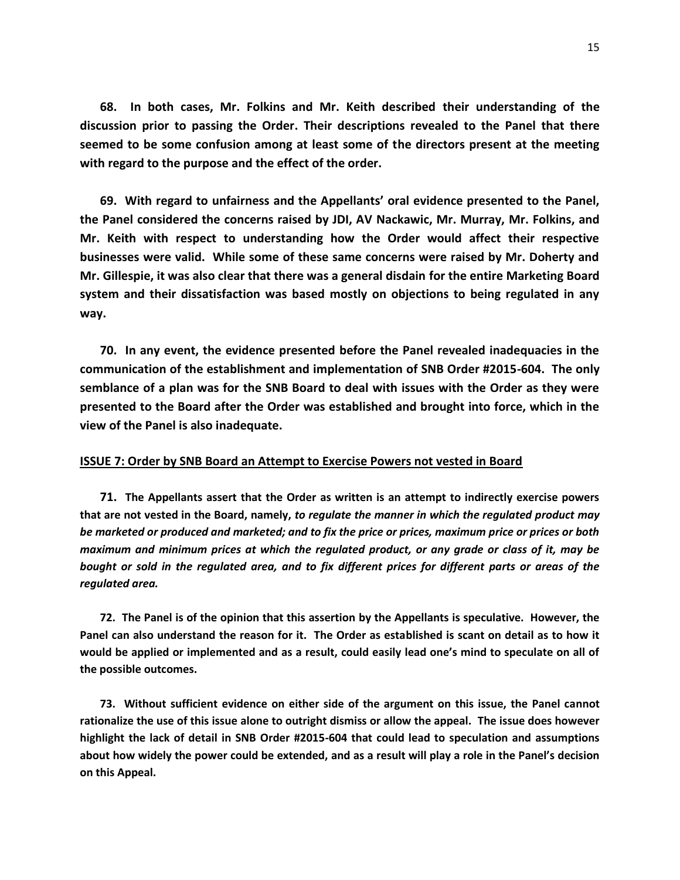**68. In both cases, Mr. Folkins and Mr. Keith described their understanding of the discussion prior to passing the Order. Their descriptions revealed to the Panel that there seemed to be some confusion among at least some of the directors present at the meeting with regard to the purpose and the effect of the order.**

**69. With regard to unfairness and the Appellants' oral evidence presented to the Panel, the Panel considered the concerns raised by JDI, AV Nackawic, Mr. Murray, Mr. Folkins, and Mr. Keith with respect to understanding how the Order would affect their respective businesses were valid. While some of these same concerns were raised by Mr. Doherty and Mr. Gillespie, it was also clear that there was a general disdain for the entire Marketing Board system and their dissatisfaction was based mostly on objections to being regulated in any way.**

**70. In any event, the evidence presented before the Panel revealed inadequacies in the communication of the establishment and implementation of SNB Order #2015-604. The only semblance of a plan was for the SNB Board to deal with issues with the Order as they were presented to the Board after the Order was established and brought into force, which in the view of the Panel is also inadequate.**

## **ISSUE 7: Order by SNB Board an Attempt to Exercise Powers not vested in Board**

**71. The Appellants assert that the Order as written is an attempt to indirectly exercise powers that are not vested in the Board, namely, *to regulate the manner in which the regulated product may be marketed or produced and marketed; and to fix the price or prices, maximum price or prices or both maximum and minimum prices at which the regulated product, or any grade or class of it, may be bought or sold in the regulated area, and to fix different prices for different parts or areas of the regulated area.***

**72. The Panel is of the opinion that this assertion by the Appellants is speculative. However, the Panel can also understand the reason for it. The Order as established is scant on detail as to how it would be applied or implemented and as a result, could easily lead one's mind to speculate on all of the possible outcomes.**

**73. Without sufficient evidence on either side of the argument on this issue, the Panel cannot rationalize the use of this issue alone to outright dismiss or allow the appeal. The issue does however highlight the lack of detail in SNB Order #2015-604 that could lead to speculation and assumptions about how widely the power could be extended, and as a result will play a role in the Panel's decision on this Appeal.**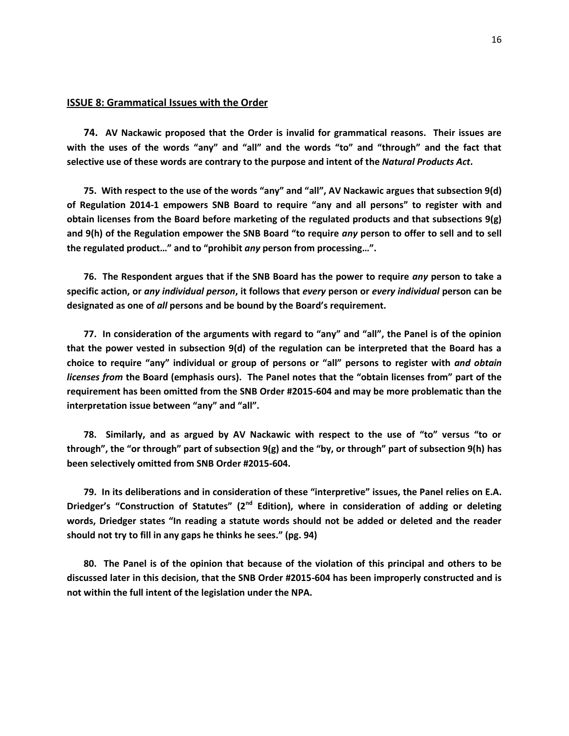**<u>ISSUE 8: Grammatical Issues with the Order</u>**

**74. AV Nackawic proposed that the Order is invalid for grammatical reasons. Their issues are with the uses of the words "any" and "all" and the words "to" and "through" and the fact that selective use of these words are contrary to the purpose and intent of the *Natural Products Act*.**

**75. With respect to the use of the words "any" and "all", AV Nackawic argues that subsection 9(d) of Regulation 2014-1 empowers SNB Board to require "any and all persons" to register with and obtain licenses from the Board before marketing of the regulated products and that subsections 9(g) and 9(h) of the Regulation empower the SNB Board "to require *any* person to offer to sell and to sell the regulated product…" and to "prohibit *any* person from processing…".**

**76. The Respondent argues that if the SNB Board has the power to require *any* person to take a specific action, or *any individual person*, it follows that *every* person or *every individual* person can be designated as one of *all* persons and be bound by the Board's requirement.**

**77. In consideration of the arguments with regard to "any" and "all", the Panel is of the opinion that the power vested in subsection 9(d) of the regulation can be interpreted that the Board has a choice to require "any" individual or group of persons or "all" persons to register with *and obtain licenses from* the Board (emphasis ours). The Panel notes that the "obtain licenses from" part of the requirement has been omitted from the SNB Order #2015-604 and may be more problematic than the interpretation issue between "any" and "all".**

**78. Similarly, and as argued by AV Nackawic with respect to the use of "to" versus "to or through", the "or through" part of subsection 9(g) and the "by, or through" part of subsection 9(h) has been selectively omitted from SNB Order #2015-604.**

**79. In its deliberations and in consideration of these "interpretive" issues, the Panel relies on E.A. Driedger's "Construction of Statutes" (2nd Edition), where in consideration of adding or deleting words, Driedger states "In reading a statute words should not be added or deleted and the reader should not try to fill in any gaps he thinks he sees." (pg. 94)**

**80. The Panel is of the opinion that because of the violation of this principal and others to be discussed later in this decision, that the SNB Order #2015-604 has been improperly constructed and is not within the full intent of the legislation under the NPA.**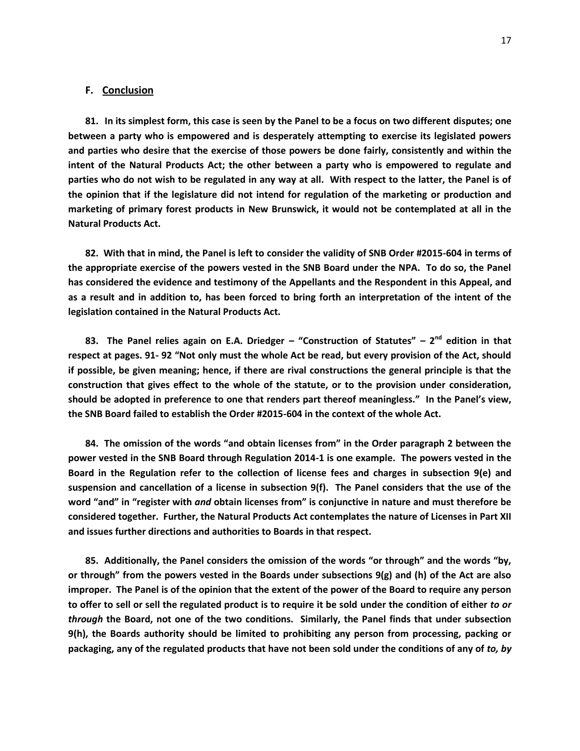## F. Conclusion

**81. In its simplest form, this case is seen by the Panel to be a focus on two different disputes; one between a party who is empowered and is desperately attempting to exercise its legislated powers and parties who desire that the exercise of those powers be done fairly, consistently and within the intent of the Natural Products Act; the other between a party who is empowered to regulate and parties who do not wish to be regulated in any way at all. With respect to the latter, the Panel is of the opinion that if the legislature did not intend for regulation of the marketing or production and marketing of primary forest products in New Brunswick, it would not be contemplated at all in the Natural Products Act.**

**82. With that in mind, the Panel is left to consider the validity of SNB Order #2015-604 in terms of the appropriate exercise of the powers vested in the SNB Board under the NPA. To do so, the Panel has considered the evidence and testimony of the Appellants and the Respondent in this Appeal, and as a result and in addition to, has been forced to bring forth an interpretation of the intent of the legislation contained in the Natural Products Act.**

**83. The Panel relies again on E.A. Driedger – "Construction of Statutes" – 2nd edition in that respect at pages. 91- 92 "Not only must the whole Act be read, but every provision of the Act, should if possible, be given meaning; hence, if there are rival constructions the general principle is that the construction that gives effect to the whole of the statute, or to the provision under consideration, should be adopted in preference to one that renders part thereof meaningless." In the Panel's view, the SNB Board failed to establish the Order #2015-604 in the context of the whole Act.**

**84. The omission of the words "and obtain licenses from" in the Order paragraph 2 between the power vested in the SNB Board through Regulation 2014-1 is one example. The powers vested in the Board in the Regulation refer to the collection of license fees and charges in subsection 9(e) and suspension and cancellation of a license in subsection 9(f). The Panel considers that the use of the word "and" in "register with *and* obtain licenses from" is conjunctive in nature and must therefore be considered together. Further, the Natural Products Act contemplates the nature of Licenses in Part XII and issues further directions and authorities to Boards in that respect.**

**85. Additionally, the Panel considers the omission of the words "or through" and the words "by, or through" from the powers vested in the Boards under subsections 9(g) and (h) of the Act are also improper. The Panel is of the opinion that the extent of the power of the Board to require any person to offer to sell or sell the regulated product is to require it be sold under the condition of either *to or through* the Board, not one of the two conditions. Similarly, the Panel finds that under subsection 9(h), the Boards authority should be limited to prohibiting any person from processing, packing or packaging, any of the regulated products that have not been sold under the conditions of any of *to, by***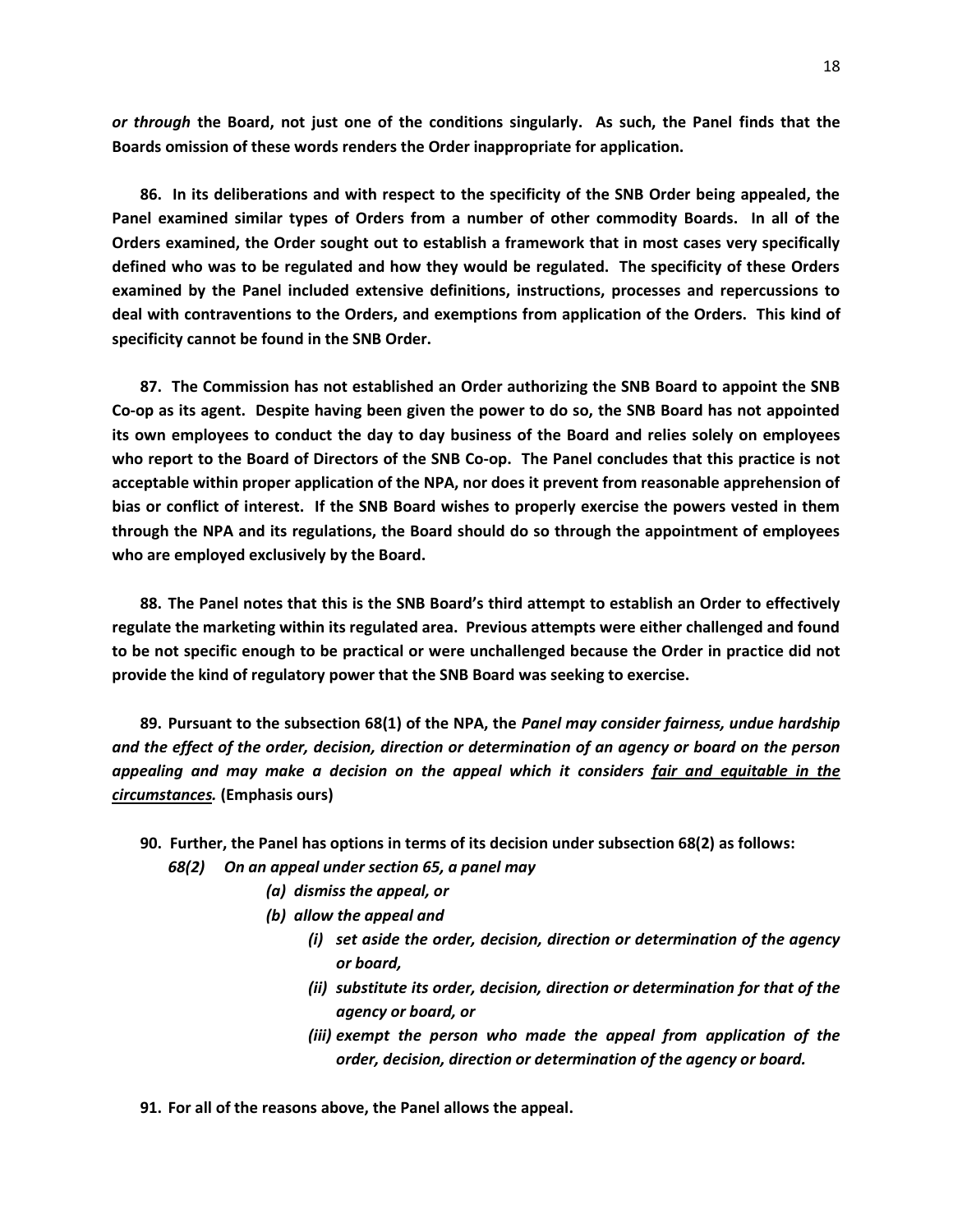***or through* the Board, not just one of the conditions singularly. As such, the Panel finds that the Boards omission of these words renders the Order inappropriate for application.**

**86. In its deliberations and with respect to the specificity of the SNB Order being appealed, the Panel examined similar types of Orders from a number of other commodity Boards. In all of the Orders examined, the Order sought out to establish a framework that in most cases very specifically defined who was to be regulated and how they would be regulated. The specificity of these Orders examined by the Panel included extensive definitions, instructions, processes and repercussions to deal with contraventions to the Orders, and exemptions from application of the Orders. This kind of specificity cannot be found in the SNB Order.**

**87. The Commission has not established an Order authorizing the SNB Board to appoint the SNB Co-op as its agent. Despite having been given the power to do so, the SNB Board has not appointed its own employees to conduct the day to day business of the Board and relies solely on employees who report to the Board of Directors of the SNB Co-op. The Panel concludes that this practice is not acceptable within proper application of the NPA, nor does it prevent from reasonable apprehension of bias or conflict of interest. If the SNB Board wishes to properly exercise the powers vested in them through the NPA and its regulations, the Board should do so through the appointment of employees who are employed exclusively by the Board.**

**88. The Panel notes that this is the SNB Board's third attempt to establish an Order to effectively regulate the marketing within its regulated area. Previous attempts were either challenged and found to be not specific enough to be practical or were unchallenged because the Order in practice did not provide the kind of regulatory power that the SNB Board was seeking to exercise.**

**89. Pursuant to the subsection 68(1) of the NPA, the *Panel may consider fairness, undue hardship and the effect of the order, decision, direction or determination of an agency or board on the person appealing and may make a decision on the appeal which it considers <u>fair and equitable in the circumstances</u>.* (Emphasis ours)**

**90. Further, the Panel has options in terms of its decision under subsection 68(2) as follows:**

***68(2) On an appeal under section 65, a panel may***

- ***(a) dismiss the appeal, or***
- ***(b) allow the appeal and***
  - ***(i) set aside the order, decision, direction or determination of the agency or board,***
  - ***(ii) substitute its order, decision, direction or determination for that of the agency or board, or***
  - ***(iii) exempt the person who made the appeal from application of the order, decision, direction or determination of the agency or board.***

**91. For all of the reasons above, the Panel allows the appeal.**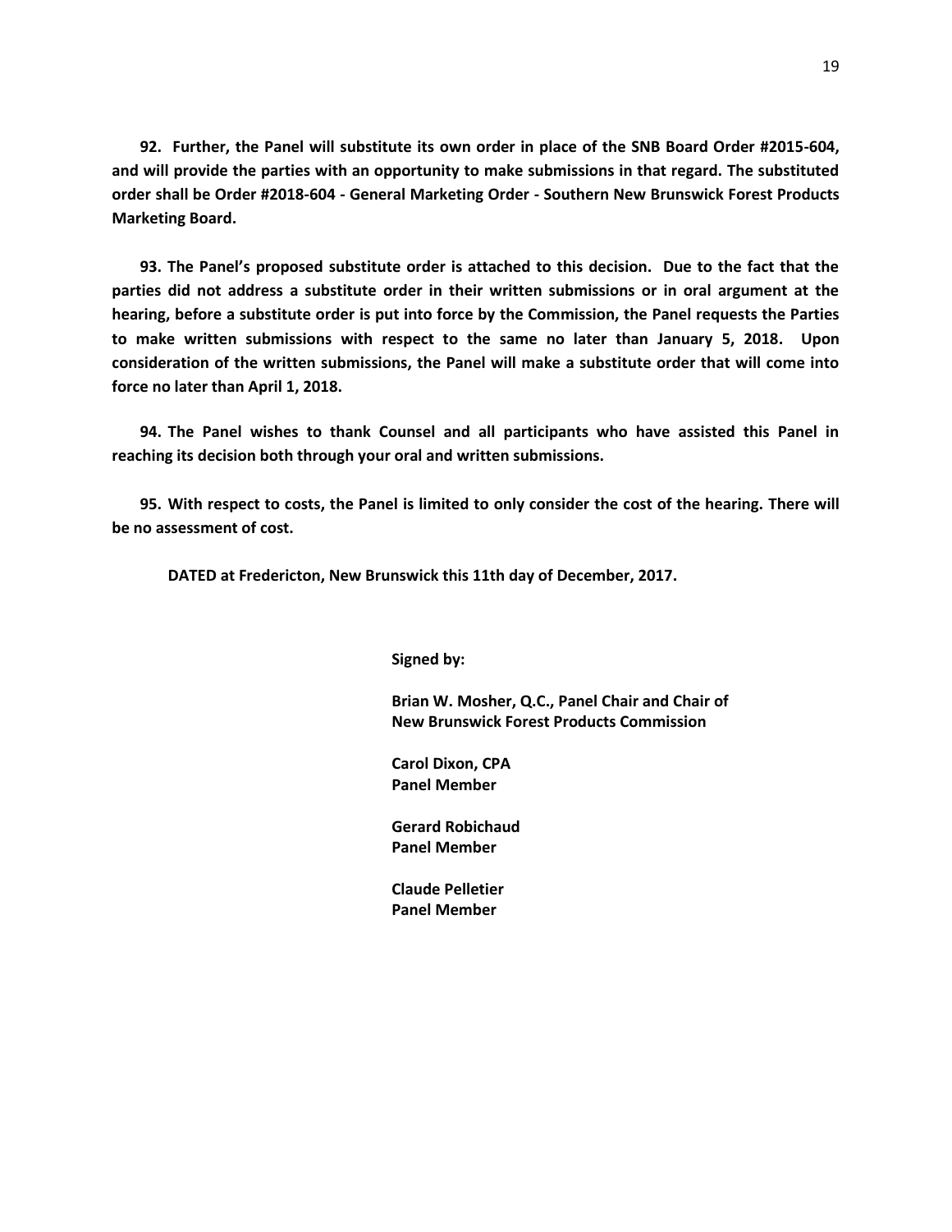**92. Further, the Panel will substitute its own order in place of the SNB Board Order #2015-604, and will provide the parties with an opportunity to make submissions in that regard. The substituted order shall be Order #2018-604 - General Marketing Order - Southern New Brunswick Forest Products Marketing Board.**

**93. The Panel's proposed substitute order is attached to this decision. Due to the fact that the parties did not address a substitute order in their written submissions or in oral argument at the hearing, before a substitute order is put into force by the Commission, the Panel requests the Parties to make written submissions with respect to the same no later than January 5, 2018. Upon consideration of the written submissions, the Panel will make a substitute order that will come into force no later than April 1, 2018.**

**94. The Panel wishes to thank Counsel and all participants who have assisted this Panel in reaching its decision both through your oral and written submissions.**

**95. With respect to costs, the Panel is limited to only consider the cost of the hearing. There will be no assessment of cost.**

**DATED at Fredericton, New Brunswick this 11th day of December, 2017.**

**Signed by:**

**Brian W. Mosher, Q.C., Panel Chair and Chair of New Brunswick Forest Products Commission**

**Carol Dixon, CPA**
**Panel Member**

**Gerard Robichaud**
**Panel Member**

**Claude Pelletier**
**Panel Member**